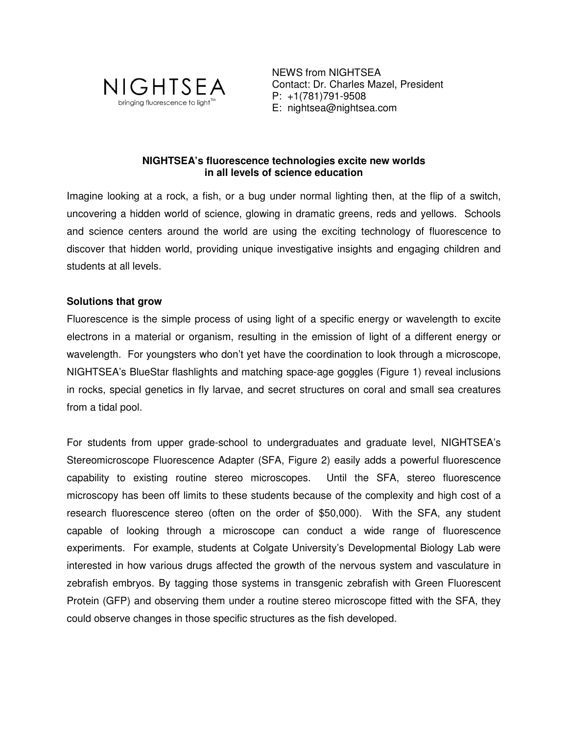NIGHTSEA

bringing fluorescence to light™

NEWS from NIGHTSEA
Contact: Dr. Charles Mazel, President
P: +1(781)791-9508
E: nightsea@nightsea.com

## NIGHTSEA's fluorescence technologies excite new worlds in all levels of science education

Imagine looking at a rock, a fish, or a bug under normal lighting then, at the flip of a switch, uncovering a hidden world of science, glowing in dramatic greens, reds and yellows. Schools and science centers around the world are using the exciting technology of fluorescence to discover that hidden world, providing unique investigative insights and engaging children and students at all levels.

### Solutions that grow

Fluorescence is the simple process of using light of a specific energy or wavelength to excite electrons in a material or organism, resulting in the emission of light of a different energy or wavelength. For youngsters who don't yet have the coordination to look through a microscope, NIGHTSEA's BlueStar flashlights and matching space-age goggles (Figure 1) reveal inclusions in rocks, special genetics in fly larvae, and secret structures on coral and small sea creatures from a tidal pool.

For students from upper grade-school to undergraduates and graduate level, NIGHTSEA's Stereomicroscope Fluorescence Adapter (SFA, Figure 2) easily adds a powerful fluorescence capability to existing routine stereo microscopes. Until the SFA, stereo fluorescence microscopy has been off limits to these students because of the complexity and high cost of a research fluorescence stereo (often on the order of $50,000). With the SFA, any student capable of looking through a microscope can conduct a wide range of fluorescence experiments. For example, students at Colgate University's Developmental Biology Lab were interested in how various drugs affected the growth of the nervous system and vasculature in zebrafish embryos. By tagging those systems in transgenic zebrafish with Green Fluorescent Protein (GFP) and observing them under a routine stereo microscope fitted with the SFA, they could observe changes in those specific structures as the fish developed.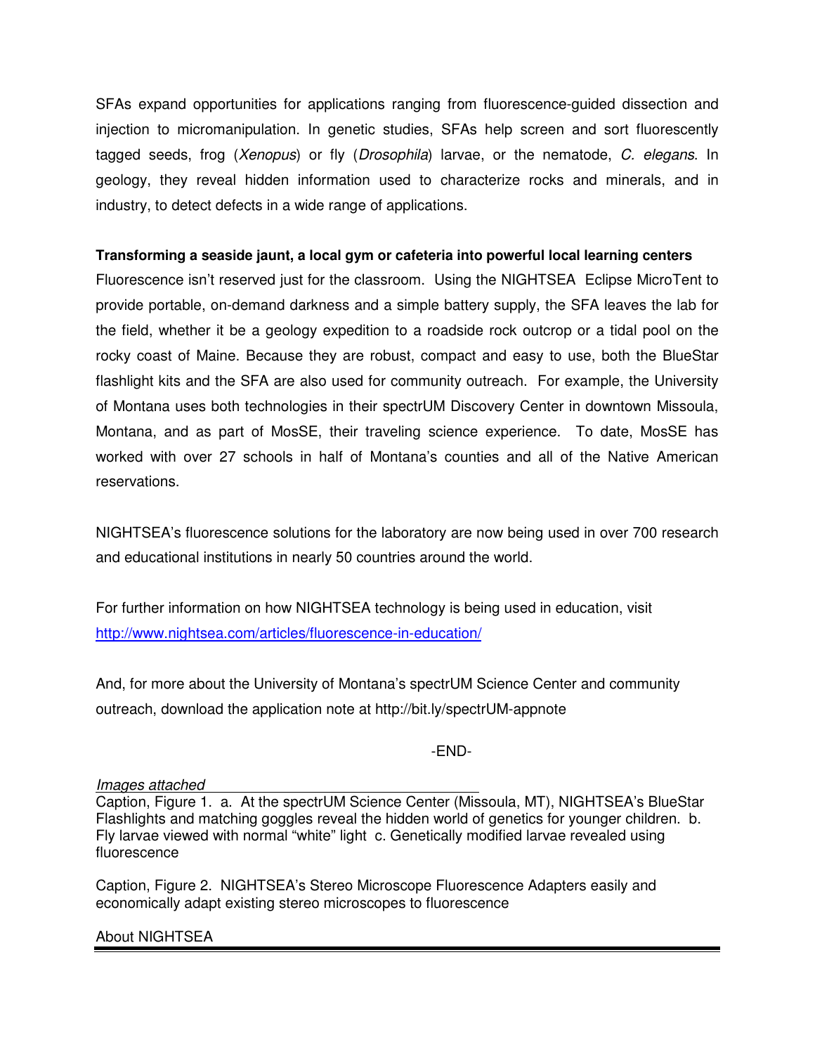SFAs expand opportunities for applications ranging from fluorescence-guided dissection and injection to micromanipulation. In genetic studies, SFAs help screen and sort fluorescently tagged seeds, frog (*Xenopus*) or fly (*Drosophila*) larvae, or the nematode, *C. elegans*. In geology, they reveal hidden information used to characterize rocks and minerals, and in industry, to detect defects in a wide range of applications.

**Transforming a seaside jaunt, a local gym or cafeteria into powerful local learning centers**

Fluorescence isn't reserved just for the classroom. Using the NIGHTSEA Eclipse MicroTent to provide portable, on-demand darkness and a simple battery supply, the SFA leaves the lab for the field, whether it be a geology expedition to a roadside rock outcrop or a tidal pool on the rocky coast of Maine. Because they are robust, compact and easy to use, both the BlueStar flashlight kits and the SFA are also used for community outreach. For example, the University of Montana uses both technologies in their spectrUM Discovery Center in downtown Missoula, Montana, and as part of MosSE, their traveling science experience. To date, MosSE has worked with over 27 schools in half of Montana's counties and all of the Native American reservations.

NIGHTSEA's fluorescence solutions for the laboratory are now being used in over 700 research and educational institutions in nearly 50 countries around the world.

For further information on how NIGHTSEA technology is being used in education, visit [http://www.nightsea.com/articles/fluorescence-in-education/](http://www.nightsea.com/articles/fluorescence-in-education/)

And, for more about the University of Montana's spectrUM Science Center and community outreach, download the application note at http://bit.ly/spectrUM-appnote

-END-

*Images attached*

Caption, Figure 1. a. At the spectrUM Science Center (Missoula, MT), NIGHTSEA's BlueStar Flashlights and matching goggles reveal the hidden world of genetics for younger children. b. Fly larvae viewed with normal "white" light c. Genetically modified larvae revealed using fluorescence

Caption, Figure 2. NIGHTSEA's Stereo Microscope Fluorescence Adapters easily and economically adapt existing stereo microscopes to fluorescence

About NIGHTSEA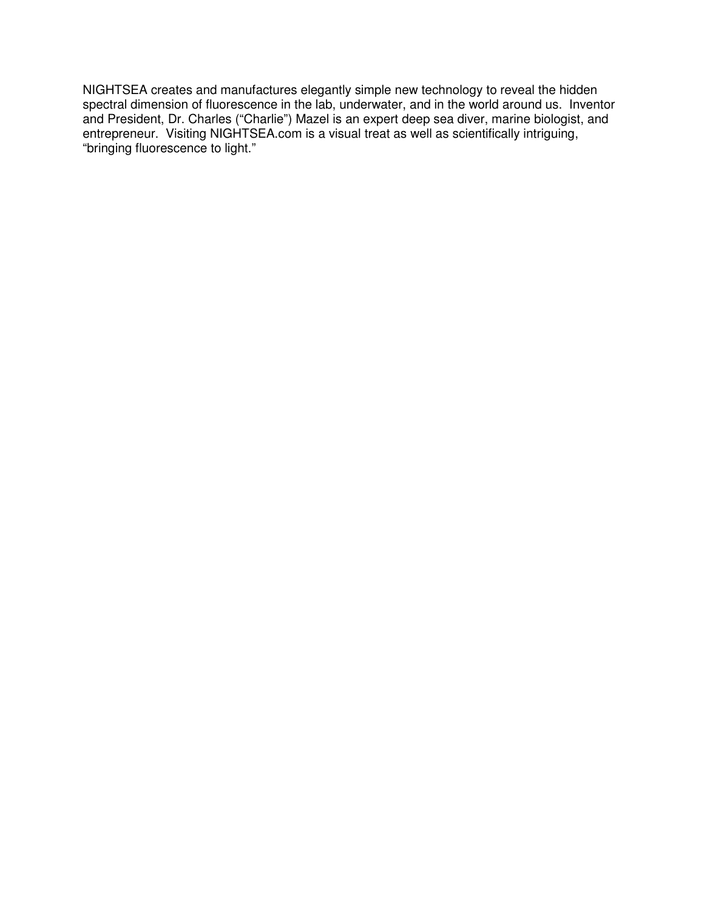NIGHTSEA creates and manufactures elegantly simple new technology to reveal the hidden spectral dimension of fluorescence in the lab, underwater, and in the world around us. Inventor and President, Dr. Charles ("Charlie") Mazel is an expert deep sea diver, marine biologist, and entrepreneur. Visiting NIGHTSEA.com is a visual treat as well as scientifically intriguing, "bringing fluorescence to light."